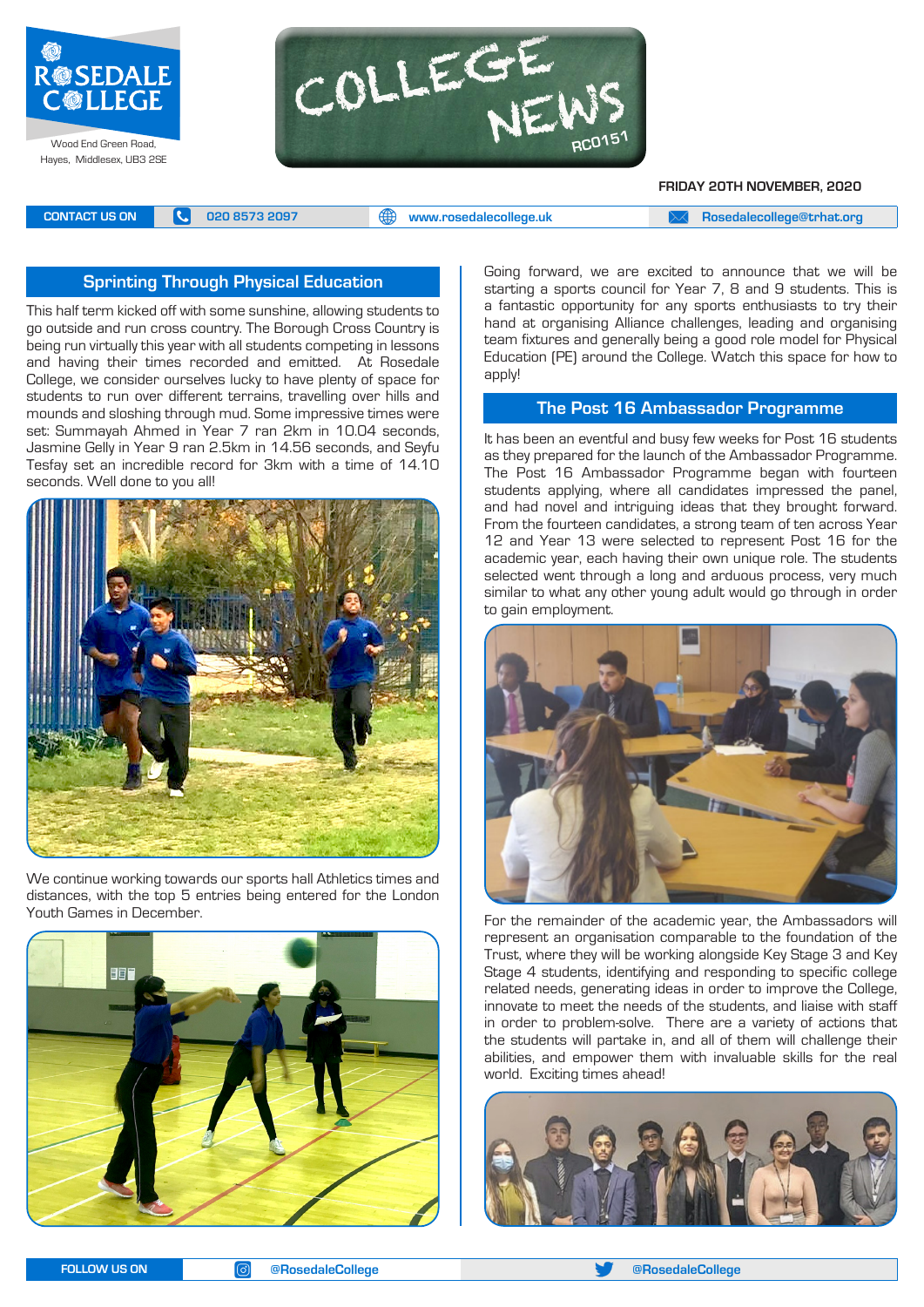ROSEDALE COLLEGE

Wood End Green Road, Hayes, Middlesex, UB3 2SE

# COLLEGE NEWS

RC0151

FRIDAY 20TH NOVEMBER, 2020

CONTACT US ON | 020 8573 2097 | www.rosedalecollege.uk | Rosedalecollege@trhat.org

## Sprinting Through Physical Education

This half term kicked off with some sunshine, allowing students to go outside and run cross country. The Borough Cross Country is being run virtually this year with all students competing in lessons and having their times recorded and emitted. At Rosedale College, we consider ourselves lucky to have plenty of space for students to run over different terrains, travelling over hills and mounds and sloshing through mud. Some impressive times were set: Summayah Ahmed in Year 7 ran 2km in 10.04 seconds, Jasmine Gelly in Year 9 ran 2.5km in 14.56 seconds, and Seyfu Tesfay set an incredible record for 3km with a time of 14.10 seconds. Well done to you all!

We continue working towards our sports hall Athletics times and distances, with the top 5 entries being entered for the London Youth Games in December.

Going forward, we are excited to announce that we will be starting a sports council for Year 7, 8 and 9 students. This is a fantastic opportunity for any sports enthusiasts to try their hand at organising Alliance challenges, leading and organising team fixtures and generally being a good role model for Physical Education (PE) around the College. Watch this space for how to apply!

## The Post 16 Ambassador Programme

It has been an eventful and busy few weeks for Post 16 students as they prepared for the launch of the Ambassador Programme. The Post 16 Ambassador Programme began with fourteen students applying, where all candidates impressed the panel, and had novel and intriguing ideas that they brought forward. From the fourteen candidates, a strong team of ten across Year 12 and Year 13 were selected to represent Post 16 for the academic year, each having their own unique role. The students selected went through a long and arduous process, very much similar to what any other young adult would go through in order to gain employment.

For the remainder of the academic year, the Ambassadors will represent an organisation comparable to the foundation of the Trust, where they will be working alongside Key Stage 3 and Key Stage 4 students, identifying and responding to specific college related needs, generating ideas in order to improve the College, innovate to meet the needs of the students, and liaise with staff in order to problem-solve. There are a variety of actions that the students will partake in, and all of them will challenge their abilities, and empower them with invaluable skills for the real world. Exciting times ahead!

FOLLOW US ON | @RosedaleCollege | @RosedaleCollege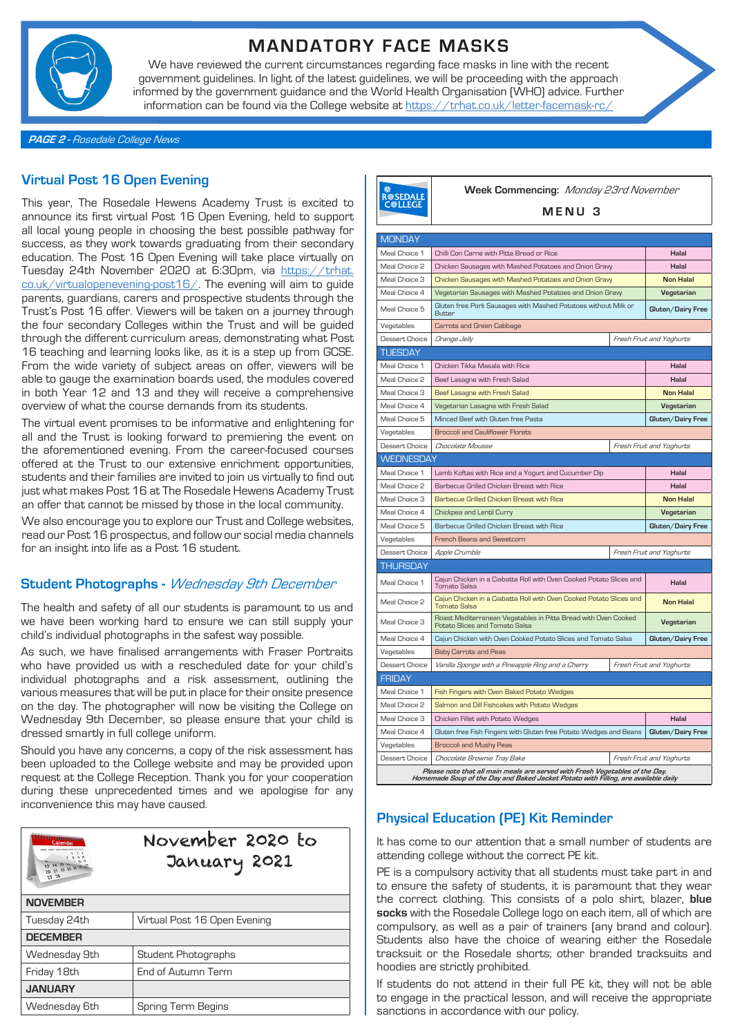# MANDATORY FACE MASKS

We have reviewed the current circumstances regarding face masks in line with the recent government guidelines. In light of the latest guidelines, we will be proceeding with the approach informed by the government guidance and the World Health Organisation (WHO) advice. Further information can be found via the College website at https://trhat.co.uk/letter-facemask-rc/

## Virtual Post 16 Open Evening

This year, The Rosedale Hewens Academy Trust is excited to announce its first virtual Post 16 Open Evening, held to support all local young people in choosing the best possible pathway for success, as they work towards graduating from their secondary education. The Post 16 Open Evening will take place virtually on Tuesday 24th November 2020 at 6:30pm, via https://trhat.co.uk/virtualopenevening-post16/. The evening will aim to guide parents, guardians, carers and prospective students through the Trust's Post 16 offer. Viewers will be taken on a journey through the four secondary Colleges within the Trust and will be guided through the different curriculum areas, demonstrating what Post 16 teaching and learning looks like, as it is a step up from GCSE. From the wide variety of subject areas on offer, viewers will be able to gauge the examination boards used, the modules covered in both Year 12 and 13 and they will receive a comprehensive overview of what the course demands from its students.

The virtual event promises to be informative and enlightening for all and the Trust is looking forward to premiering the event on the aforementioned evening. From the career-focused courses offered at the Trust to our extensive enrichment opportunities, students and their families are invited to join us virtually to find out just what makes Post 16 at The Rosedale Hewens Academy Trust an offer that cannot be missed by those in the local community.

We also encourage you to explore our Trust and College websites, read our Post 16 prospectus, and follow our social media channels for an insight into life as a Post 16 student.

## Student Photographs - *Wednesday 9th December*

The health and safety of all our students is paramount to us and we have been working hard to ensure we can still supply your child's individual photographs in the safest way possible.

As such, we have finalised arrangements with Fraser Portraits who have provided us with a rescheduled date for your child's individual photographs and a risk assessment, outlining the various measures that will be put in place for their onsite presence on the day. The photographer will now be visiting the College on Wednesday 9th December, so please ensure that your child is dressed smartly in full college uniform.

Should you have any concerns, a copy of the risk assessment has been uploaded to the College website and may be provided upon request at the College Reception. Thank you for your cooperation during these unprecedented times and we apologise for any inconvenience this may have caused.

## November 2020 to January 2021

| | |
|---|---|
| **NOVEMBER** | |
| Tuesday 24th | Virtual Post 16 Open Evening |
| **DECEMBER** | |
| Wednesday 9th | Student Photographs |
| Friday 18th | End of Autumn Term |
| **JANUARY** | |
| Wednesday 6th | Spring Term Begins |

## Week Commencing: *Monday 23rd November*

### MENU 3

| | | | |
|---|---|---|---|
| **MONDAY** | | | |
| Meal Choice 1 | Chilli Con Carne with Pitta Bread or Rice | | Halal |
| Meal Choice 2 | Chicken Sausages with Mashed Potatoes and Onion Gravy | | Halal |
| Meal Choice 3 | Chicken Sausages with Mashed Potatoes and Onion Gravy | | Non Halal |
| Meal Choice 4 | Vegetarian Sausages with Mashed Potatoes and Onion Gravy | | Vegetarian |
| Meal Choice 5 | Gluten free Pork Sausages with Mashed Potatoes without Milk or Butter | | Gluten/Dairy Free |
| Vegetables | Carrots and Green Cabbage | | |
| Dessert Choice | *Orange Jelly* | *Fresh Fruit and Yoghurts* | |
| **TUESDAY** | | | |
| Meal Choice 1 | Chicken Tikka Masala with Rice | | Halal |
| Meal Choice 2 | Beef Lasagne with Fresh Salad | | Halal |
| Meal Choice 3 | Beef Lasagne with Fresh Salad | | Non Halal |
| Meal Choice 4 | Vegetarian Lasagne with Fresh Salad | | Vegetarian |
| Meal Choice 5 | Minced Beef with Gluten free Pasta | | Gluten/Dairy Free |
| Vegetables | Broccoli and Cauliflower Florets | | |
| Dessert Choice | *Chocolate Mousse* | *Fresh Fruit and Yoghurts* | |
| **WEDNESDAY** | | | |
| Meal Choice 1 | Lamb Koftas with Rice and a Yogurt and Cucumber Dip | | Halal |
| Meal Choice 2 | Barbecue Grilled Chicken Breast with Rice | | Halal |
| Meal Choice 3 | Barbecue Grilled Chicken Breast with Rice | | Non Halal |
| Meal Choice 4 | Chickpea and Lentil Curry | | Vegetarian |
| Meal Choice 5 | Barbecue Grilled Chicken Breast with Rice | | Gluten/Dairy Free |
| Vegetables | French Beans and Sweetcorn | | |
| Dessert Choice | *Apple Crumble* | *Fresh Fruit and Yoghurts* | |
| **THURSDAY** | | | |
| Meal Choice 1 | Cajun Chicken in a Ciabatta Roll with Oven Cooked Potato Slices and Tomato Salsa | | Halal |
| Meal Choice 2 | Cajun Chicken in a Ciabatta Roll with Oven Cooked Potato Slices and Tomato Salsa | | Non Halal |
| Meal Choice 3 | Roast Mediterranean Vegetables in Pitta Bread with Oven Cooked Potato Slices and Tomato Salsa | | Vegetarian |
| Meal Choice 4 | Cajun Chicken with Oven Cooked Potato Slices and Tomato Salsa | | Gluten/Dairy Free |
| Vegetables | Baby Carrots and Peas | | |
| Dessert Choice | *Vanilla Sponge with a Pineapple Ring and a Cherry* | *Fresh Fruit and Yoghurts* | |
| **FRIDAY** | | | |
| Meal Choice 1 | Fish Fingers with Oven Baked Potato Wedges | | |
| Meal Choice 2 | Salmon and Dill Fishcakes with Potato Wedges | | |
| Meal Choice 3 | Chicken Fillet with Potato Wedges | | Halal |
| Meal Choice 4 | Gluten free Fish Fingers with Gluten free Potato Wedges and Beans | | Gluten/Dairy Free |
| Vegetables | Broccoli and Mushy Peas | | |
| Dessert Choice | *Chocolate Brownie Tray Bake* | *Fresh Fruit and Yoghurts* | |

***Please note that all main meals are served with Fresh Vegetables of the Day. Homemade Soup of the Day and Baked Jacket Potato with Filling, are available daily***

## Physical Education (PE) Kit Reminder

It has come to our attention that a small number of students are attending college without the correct PE kit.

PE is a compulsory activity that all students must take part in and to ensure the safety of students, it is paramount that they wear the correct clothing. This consists of a polo shirt, blazer, **blue** socks with the Rosedale College logo on each item, all of which are compulsory, as well as a pair of trainers (any brand and colour). Students also have the choice of wearing either the Rosedale tracksuit or the Rosedale shorts; other branded tracksuits and hoodies are strictly prohibited.

If students do not attend in their full PE kit, they will not be able to engage in the practical lesson, and will receive the appropriate sanctions in accordance with our policy.